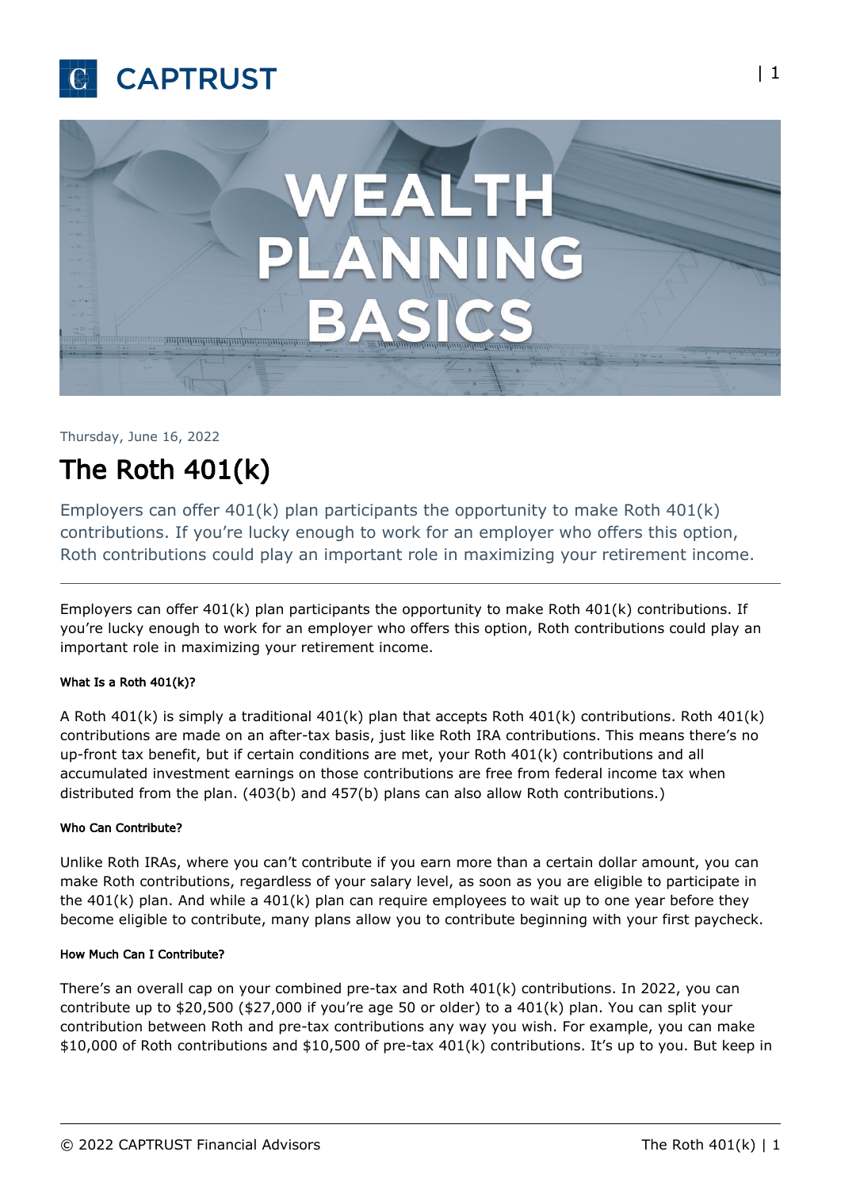# WEALTH PLANNING BASICS

Thursday, June 16, 2022

# The Roth 401(k)

Employers can offer 401(k) plan participants the opportunity to make Roth 401(k) contributions. If you're lucky enough to work for an employer who offers this option, Roth contributions could play an important role in maximizing your retirement income.

---

Employers can offer 401(k) plan participants the opportunity to make Roth 401(k) contributions. If you're lucky enough to work for an employer who offers this option, Roth contributions could play an important role in maximizing your retirement income.

##### What Is a Roth 401(k)?

A Roth 401(k) is simply a traditional 401(k) plan that accepts Roth 401(k) contributions. Roth 401(k) contributions are made on an after-tax basis, just like Roth IRA contributions. This means there's no up-front tax benefit, but if certain conditions are met, your Roth 401(k) contributions and all accumulated investment earnings on those contributions are free from federal income tax when distributed from the plan. (403(b) and 457(b) plans can also allow Roth contributions.)

##### Who Can Contribute?

Unlike Roth IRAs, where you can't contribute if you earn more than a certain dollar amount, you can make Roth contributions, regardless of your salary level, as soon as you are eligible to participate in the 401(k) plan. And while a 401(k) plan can require employees to wait up to one year before they become eligible to contribute, many plans allow you to contribute beginning with your first paycheck.

##### How Much Can I Contribute?

There's an overall cap on your combined pre-tax and Roth 401(k) contributions. In 2022, you can contribute up to $20,500 ($27,000 if you're age 50 or older) to a 401(k) plan. You can split your contribution between Roth and pre-tax contributions any way you wish. For example, you can make $10,000 of Roth contributions and $10,500 of pre-tax 401(k) contributions. It's up to you. But keep in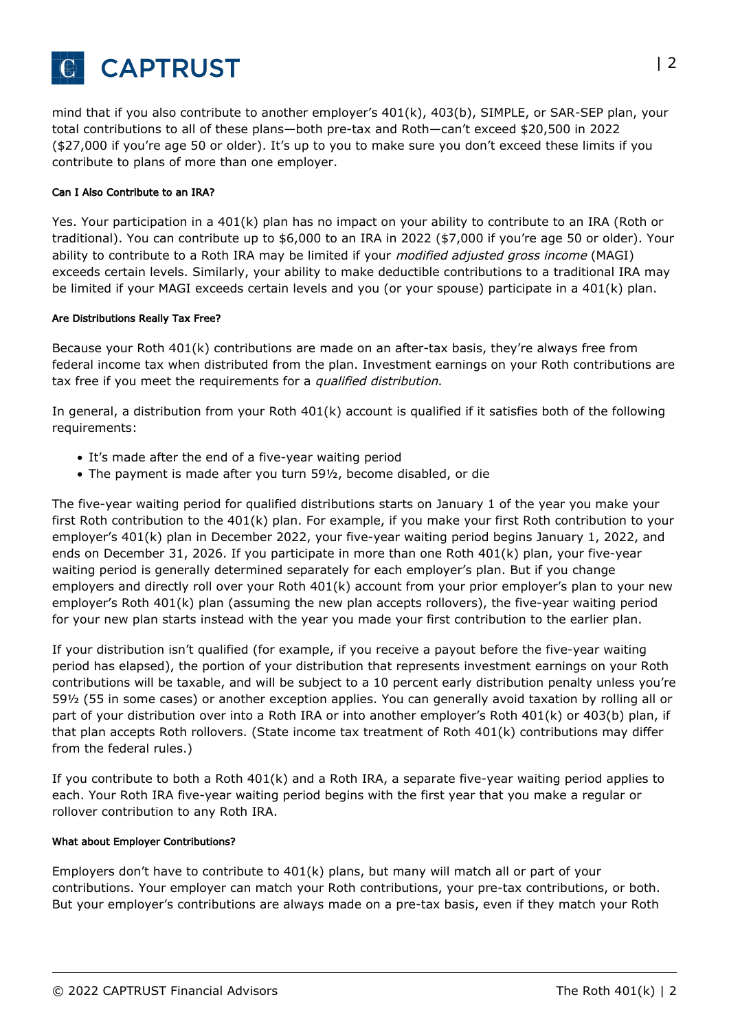mind that if you also contribute to another employer's 401(k), 403(b), SIMPLE, or SAR-SEP plan, your total contributions to all of these plans—both pre-tax and Roth—can't exceed $20,500 in 2022 ($27,000 if you're age 50 or older). It's up to you to make sure you don't exceed these limits if you contribute to plans of more than one employer.

#### Can I Also Contribute to an IRA?

Yes. Your participation in a 401(k) plan has no impact on your ability to contribute to an IRA (Roth or traditional). You can contribute up to $6,000 to an IRA in 2022 ($7,000 if you're age 50 or older). Your ability to contribute to a Roth IRA may be limited if your *modified adjusted gross income* (MAGI) exceeds certain levels. Similarly, your ability to make deductible contributions to a traditional IRA may be limited if your MAGI exceeds certain levels and you (or your spouse) participate in a 401(k) plan.

#### Are Distributions Really Tax Free?

Because your Roth 401(k) contributions are made on an after-tax basis, they're always free from federal income tax when distributed from the plan. Investment earnings on your Roth contributions are tax free if you meet the requirements for a *qualified distribution*.

In general, a distribution from your Roth 401(k) account is qualified if it satisfies both of the following requirements:

- It's made after the end of a five-year waiting period
- The payment is made after you turn 59½, become disabled, or die

The five-year waiting period for qualified distributions starts on January 1 of the year you make your first Roth contribution to the 401(k) plan. For example, if you make your first Roth contribution to your employer's 401(k) plan in December 2022, your five-year waiting period begins January 1, 2022, and ends on December 31, 2026. If you participate in more than one Roth 401(k) plan, your five-year waiting period is generally determined separately for each employer's plan. But if you change employers and directly roll over your Roth 401(k) account from your prior employer's plan to your new employer's Roth 401(k) plan (assuming the new plan accepts rollovers), the five-year waiting period for your new plan starts instead with the year you made your first contribution to the earlier plan.

If your distribution isn't qualified (for example, if you receive a payout before the five-year waiting period has elapsed), the portion of your distribution that represents investment earnings on your Roth contributions will be taxable, and will be subject to a 10 percent early distribution penalty unless you're 59½ (55 in some cases) or another exception applies. You can generally avoid taxation by rolling all or part of your distribution over into a Roth IRA or into another employer's Roth 401(k) or 403(b) plan, if that plan accepts Roth rollovers. (State income tax treatment of Roth 401(k) contributions may differ from the federal rules.)

If you contribute to both a Roth 401(k) and a Roth IRA, a separate five-year waiting period applies to each. Your Roth IRA five-year waiting period begins with the first year that you make a regular or rollover contribution to any Roth IRA.

#### What about Employer Contributions?

Employers don't have to contribute to 401(k) plans, but many will match all or part of your contributions. Your employer can match your Roth contributions, your pre-tax contributions, or both. But your employer's contributions are always made on a pre-tax basis, even if they match your Roth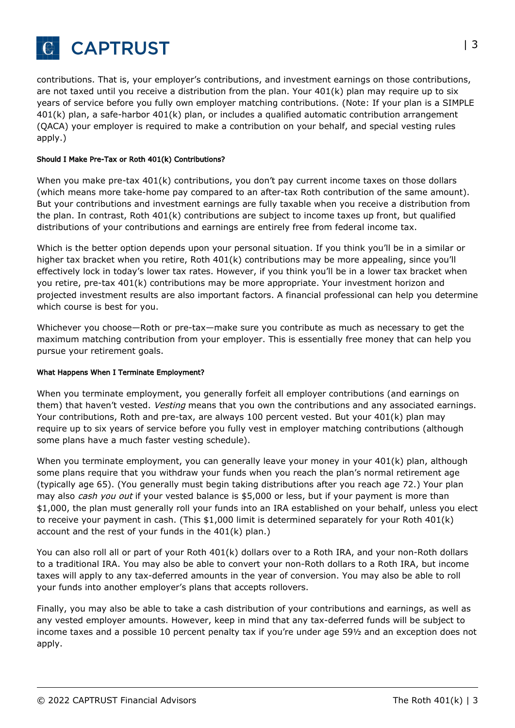contributions. That is, your employer's contributions, and investment earnings on those contributions, are not taxed until you receive a distribution from the plan. Your 401(k) plan may require up to six years of service before you fully own employer matching contributions. (Note: If your plan is a SIMPLE 401(k) plan, a safe-harbor 401(k) plan, or includes a qualified automatic contribution arrangement (QACA) your employer is required to make a contribution on your behalf, and special vesting rules apply.)

#### Should I Make Pre-Tax or Roth 401(k) Contributions?

When you make pre-tax 401(k) contributions, you don't pay current income taxes on those dollars (which means more take-home pay compared to an after-tax Roth contribution of the same amount). But your contributions and investment earnings are fully taxable when you receive a distribution from the plan. In contrast, Roth 401(k) contributions are subject to income taxes up front, but qualified distributions of your contributions and earnings are entirely free from federal income tax.

Which is the better option depends upon your personal situation. If you think you'll be in a similar or higher tax bracket when you retire, Roth 401(k) contributions may be more appealing, since you'll effectively lock in today's lower tax rates. However, if you think you'll be in a lower tax bracket when you retire, pre-tax 401(k) contributions may be more appropriate. Your investment horizon and projected investment results are also important factors. A financial professional can help you determine which course is best for you.

Whichever you choose—Roth or pre-tax—make sure you contribute as much as necessary to get the maximum matching contribution from your employer. This is essentially free money that can help you pursue your retirement goals.

#### What Happens When I Terminate Employment?

When you terminate employment, you generally forfeit all employer contributions (and earnings on them) that haven't vested. *Vesting* means that you own the contributions and any associated earnings. Your contributions, Roth and pre-tax, are always 100 percent vested. But your 401(k) plan may require up to six years of service before you fully vest in employer matching contributions (although some plans have a much faster vesting schedule).

When you terminate employment, you can generally leave your money in your 401(k) plan, although some plans require that you withdraw your funds when you reach the plan's normal retirement age (typically age 65). (You generally must begin taking distributions after you reach age 72.) Your plan may also *cash you out* if your vested balance is $5,000 or less, but if your payment is more than $1,000, the plan must generally roll your funds into an IRA established on your behalf, unless you elect to receive your payment in cash. (This $1,000 limit is determined separately for your Roth 401(k) account and the rest of your funds in the 401(k) plan.)

You can also roll all or part of your Roth 401(k) dollars over to a Roth IRA, and your non-Roth dollars to a traditional IRA. You may also be able to convert your non-Roth dollars to a Roth IRA, but income taxes will apply to any tax-deferred amounts in the year of conversion. You may also be able to roll your funds into another employer's plans that accepts rollovers.

Finally, you may also be able to take a cash distribution of your contributions and earnings, as well as any vested employer amounts. However, keep in mind that any tax-deferred funds will be subject to income taxes and a possible 10 percent penalty tax if you're under age 59½ and an exception does not apply.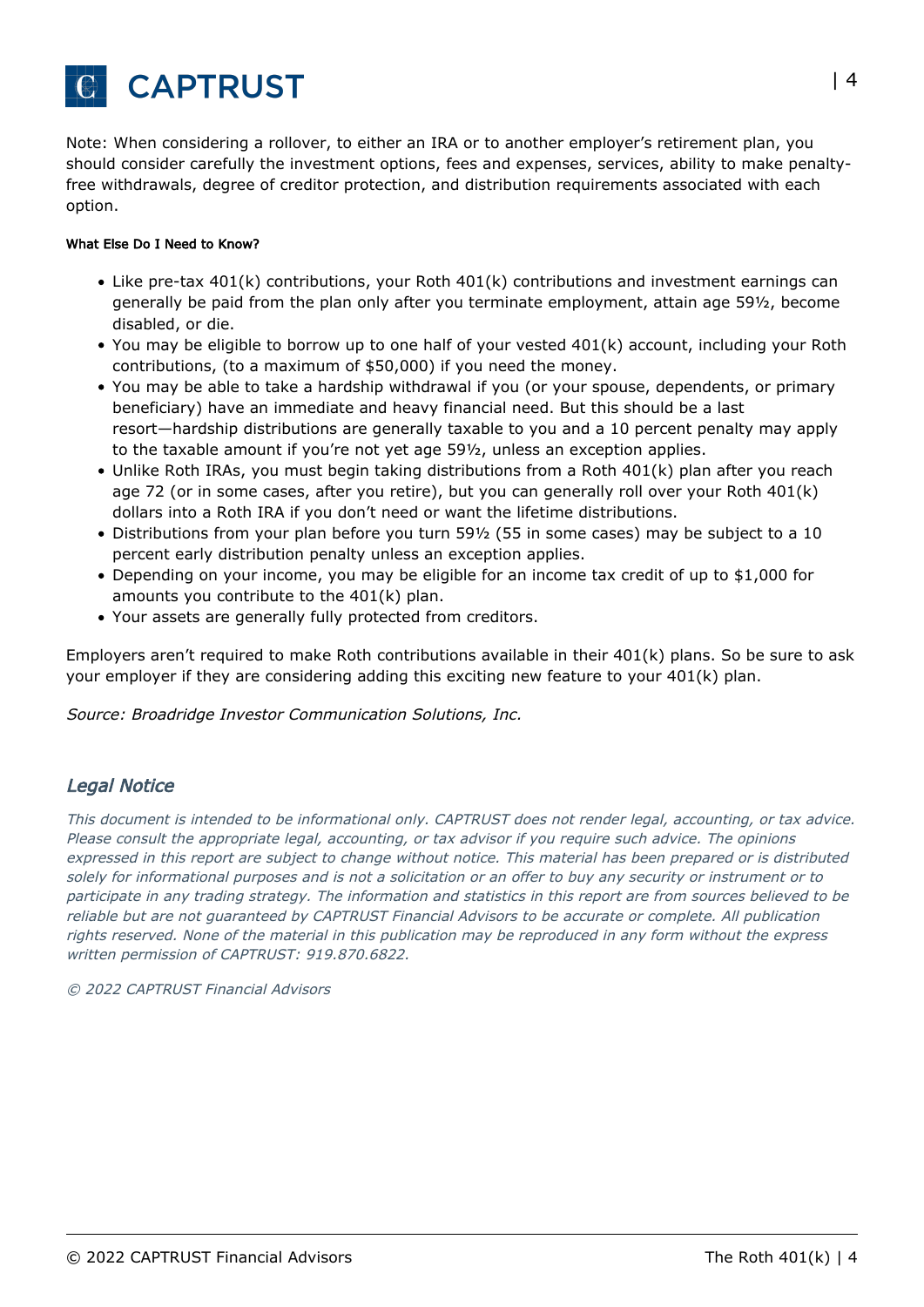Note: When considering a rollover, to either an IRA or to another employer's retirement plan, you should consider carefully the investment options, fees and expenses, services, ability to make penalty-free withdrawals, degree of creditor protection, and distribution requirements associated with each option.

#### What Else Do I Need to Know?

- Like pre-tax 401(k) contributions, your Roth 401(k) contributions and investment earnings can generally be paid from the plan only after you terminate employment, attain age 59½, become disabled, or die.
- You may be eligible to borrow up to one half of your vested 401(k) account, including your Roth contributions, (to a maximum of $50,000) if you need the money.
- You may be able to take a hardship withdrawal if you (or your spouse, dependents, or primary beneficiary) have an immediate and heavy financial need. But this should be a last resort—hardship distributions are generally taxable to you and a 10 percent penalty may apply to the taxable amount if you're not yet age 59½, unless an exception applies.
- Unlike Roth IRAs, you must begin taking distributions from a Roth 401(k) plan after you reach age 72 (or in some cases, after you retire), but you can generally roll over your Roth 401(k) dollars into a Roth IRA if you don't need or want the lifetime distributions.
- Distributions from your plan before you turn 59½ (55 in some cases) may be subject to a 10 percent early distribution penalty unless an exception applies.
- Depending on your income, you may be eligible for an income tax credit of up to $1,000 for amounts you contribute to the 401(k) plan.
- Your assets are generally fully protected from creditors.

Employers aren't required to make Roth contributions available in their 401(k) plans. So be sure to ask your employer if they are considering adding this exciting new feature to your 401(k) plan.

*Source: Broadridge Investor Communication Solutions, Inc.*

## *Legal Notice*

*This document is intended to be informational only. CAPTRUST does not render legal, accounting, or tax advice. Please consult the appropriate legal, accounting, or tax advisor if you require such advice. The opinions expressed in this report are subject to change without notice. This material has been prepared or is distributed solely for informational purposes and is not a solicitation or an offer to buy any security or instrument or to participate in any trading strategy. The information and statistics in this report are from sources believed to be reliable but are not guaranteed by CAPTRUST Financial Advisors to be accurate or complete. All publication rights reserved. None of the material in this publication may be reproduced in any form without the express written permission of CAPTRUST: 919.870.6822.*

*© 2022 CAPTRUST Financial Advisors*